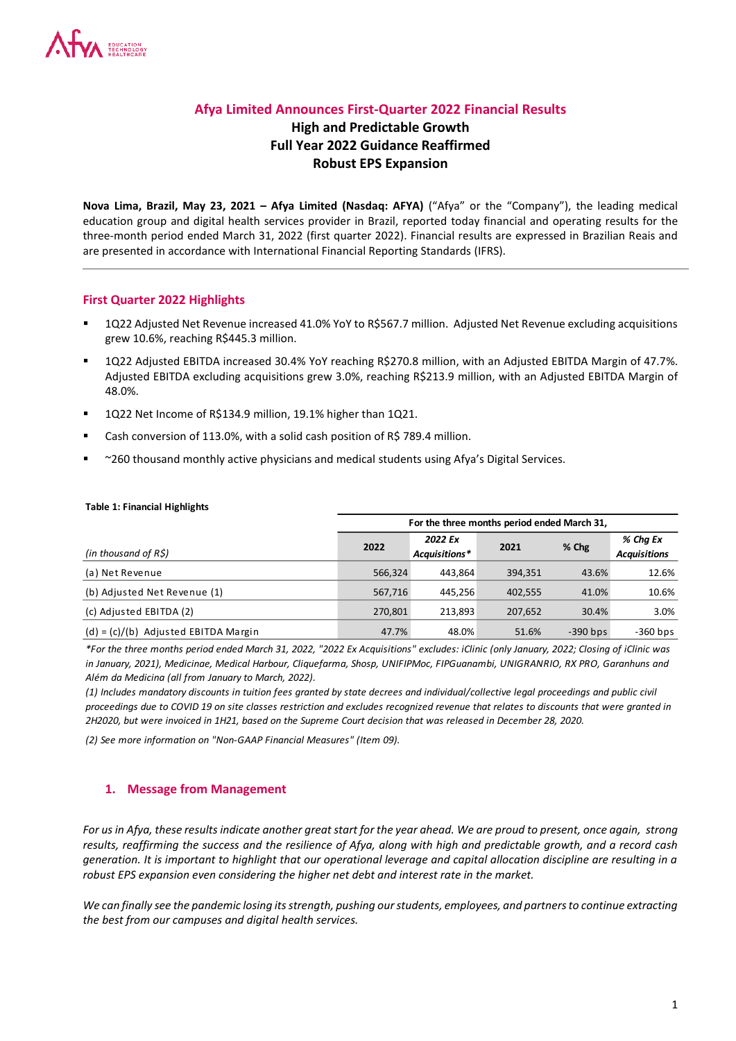# Afya Limited Announces First-Quarter 2022 Financial Results

**High and Predictable Growth**
**Full Year 2022 Guidance Reaffirmed**
**Robust EPS Expansion**

**Nova Lima, Brazil, May 23, 2021 – Afya Limited (Nasdaq: AFYA)** ("Afya" or the "Company"), the leading medical education group and digital health services provider in Brazil, reported today financial and operating results for the three-month period ended March 31, 2022 (first quarter 2022). Financial results are expressed in Brazilian Reais and are presented in accordance with International Financial Reporting Standards (IFRS).

## First Quarter 2022 Highlights

- 1Q22 Adjusted Net Revenue increased 41.0% YoY to R$567.7 million. Adjusted Net Revenue excluding acquisitions grew 10.6%, reaching R$445.3 million.
- 1Q22 Adjusted EBITDA increased 30.4% YoY reaching R$270.8 million, with an Adjusted EBITDA Margin of 47.7%. Adjusted EBITDA excluding acquisitions grew 3.0%, reaching R$213.9 million, with an Adjusted EBITDA Margin of 48.0%.
- 1Q22 Net Income of R$134.9 million, 19.1% higher than 1Q21.
- Cash conversion of 113.0%, with a solid cash position of R$ 789.4 million.
- ~260 thousand monthly active physicians and medical students using Afya's Digital Services.

**Table 1: Financial Highlights**

| | For the three months period ended March 31, | | | | |
|---|---|---|---|---|---|
| *(in thousand of R$)* | 2022 | *2022 Ex Acquisitions\** | 2021 | % Chg | *% Chg Ex Acquisitions* |
| (a) Net Revenue | 566,324 | 443,864 | 394,351 | 43.6% | 12.6% |
| (b) Adjusted Net Revenue (1) | 567,716 | 445,256 | 402,555 | 41.0% | 10.6% |
| (c) Adjusted EBITDA (2) | 270,801 | 213,893 | 207,652 | 30.4% | 3.0% |
| (d) = (c)/(b) Adjusted EBITDA Margin | 47.7% | 48.0% | 51.6% | -390 bps | -360 bps |

*\*For the three months period ended March 31, 2022, "2022 Ex Acquisitions" excludes: iClinic (only January, 2022; Closing of iClinic was in January, 2021), Medicinae, Medical Harbour, Cliquefarma, Shosp, UNIFIPMoc, FIPGuanambi, UNIGRANRIO, RX PRO, Garanhuns and Além da Medicina (all from January to March, 2022).*

*(1) Includes mandatory discounts in tuition fees granted by state decrees and individual/collective legal proceedings and public civil proceedings due to COVID 19 on site classes restriction and excludes recognized revenue that relates to discounts that were granted in 2H2020, but were invoiced in 1H21, based on the Supreme Court decision that was released in December 28, 2020.*

*(2) See more information on "Non-GAAP Financial Measures" (Item 09).*

## 1. Message from Management

*For us in Afya, these results indicate another great start for the year ahead. We are proud to present, once again, strong results, reaffirming the success and the resilience of Afya, along with high and predictable growth, and a record cash generation. It is important to highlight that our operational leverage and capital allocation discipline are resulting in a robust EPS expansion even considering the higher net debt and interest rate in the market.*

*We can finally see the pandemic losing its strength, pushing our students, employees, and partners to continue extracting the best from our campuses and digital health services.*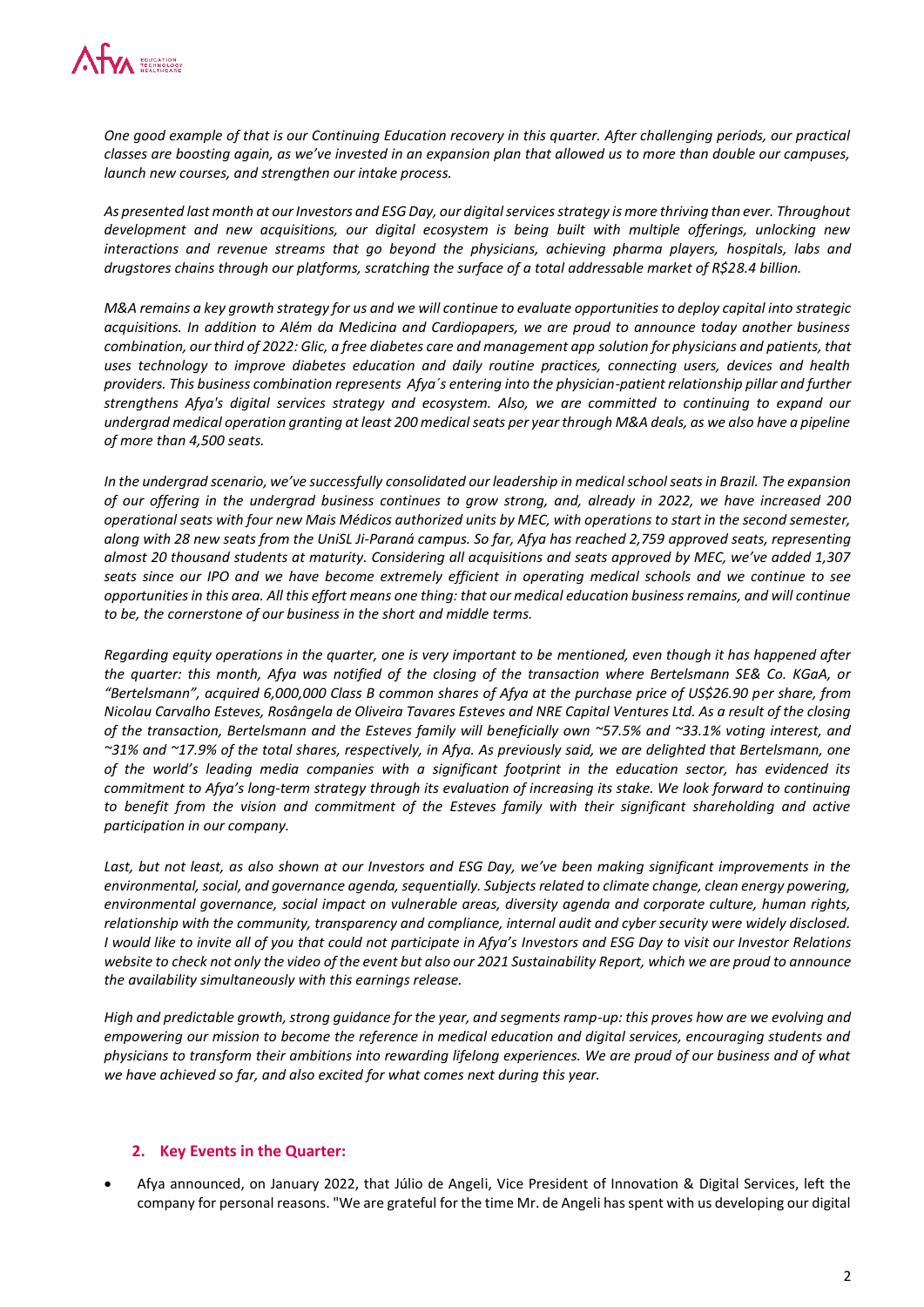*One good example of that is our Continuing Education recovery in this quarter. After challenging periods, our practical classes are boosting again, as we've invested in an expansion plan that allowed us to more than double our campuses, launch new courses, and strengthen our intake process.*

*As presented last month at our Investors and ESG Day, our digital services strategy is more thriving than ever. Throughout development and new acquisitions, our digital ecosystem is being built with multiple offerings, unlocking new interactions and revenue streams that go beyond the physicians, achieving pharma players, hospitals, labs and drugstores chains through our platforms, scratching the surface of a total addressable market of R$28.4 billion.*

*M&A remains a key growth strategy for us and we will continue to evaluate opportunities to deploy capital into strategic acquisitions. In addition to Além da Medicina and Cardiopapers, we are proud to announce today another business combination, our third of 2022: Glic, a free diabetes care and management app solution for physicians and patients, that uses technology to improve diabetes education and daily routine practices, connecting users, devices and health providers. This business combination represents Afya´s entering into the physician-patient relationship pillar and further strengthens Afya's digital services strategy and ecosystem. Also, we are committed to continuing to expand our undergrad medical operation granting at least 200 medical seats per year through M&A deals, as we also have a pipeline of more than 4,500 seats.*

*In the undergrad scenario, we've successfully consolidated our leadership in medical school seats in Brazil. The expansion of our offering in the undergrad business continues to grow strong, and, already in 2022, we have increased 200 operational seats with four new Mais Médicos authorized units by MEC, with operations to start in the second semester, along with 28 new seats from the UniSL Ji-Paraná campus. So far, Afya has reached 2,759 approved seats, representing almost 20 thousand students at maturity. Considering all acquisitions and seats approved by MEC, we've added 1,307 seats since our IPO and we have become extremely efficient in operating medical schools and we continue to see opportunities in this area. All this effort means one thing: that our medical education business remains, and will continue to be, the cornerstone of our business in the short and middle terms.*

*Regarding equity operations in the quarter, one is very important to be mentioned, even though it has happened after the quarter: this month, Afya was notified of the closing of the transaction where Bertelsmann SE& Co. KGaA, or "Bertelsmann", acquired 6,000,000 Class B common shares of Afya at the purchase price of US$26.90 per share, from Nicolau Carvalho Esteves, Rosângela de Oliveira Tavares Esteves and NRE Capital Ventures Ltd. As a result of the closing of the transaction, Bertelsmann and the Esteves family will beneficially own ~57.5% and ~33.1% voting interest, and ~31% and ~17.9% of the total shares, respectively, in Afya. As previously said, we are delighted that Bertelsmann, one of the world's leading media companies with a significant footprint in the education sector, has evidenced its commitment to Afya's long-term strategy through its evaluation of increasing its stake. We look forward to continuing to benefit from the vision and commitment of the Esteves family with their significant shareholding and active participation in our company.*

*Last, but not least, as also shown at our Investors and ESG Day, we've been making significant improvements in the environmental, social, and governance agenda, sequentially. Subjects related to climate change, clean energy powering, environmental governance, social impact on vulnerable areas, diversity agenda and corporate culture, human rights, relationship with the community, transparency and compliance, internal audit and cyber security were widely disclosed. I would like to invite all of you that could not participate in Afya's Investors and ESG Day to visit our Investor Relations website to check not only the video of the event but also our 2021 Sustainability Report, which we are proud to announce the availability simultaneously with this earnings release.*

*High and predictable growth, strong guidance for the year, and segments ramp-up: this proves how are we evolving and empowering our mission to become the reference in medical education and digital services, encouraging students and physicians to transform their ambitions into rewarding lifelong experiences. We are proud of our business and of what we have achieved so far, and also excited for what comes next during this year.*

## 2. Key Events in the Quarter:

- Afya announced, on January 2022, that Júlio de Angeli, Vice President of Innovation & Digital Services, left the company for personal reasons. "We are grateful for the time Mr. de Angeli has spent with us developing our digital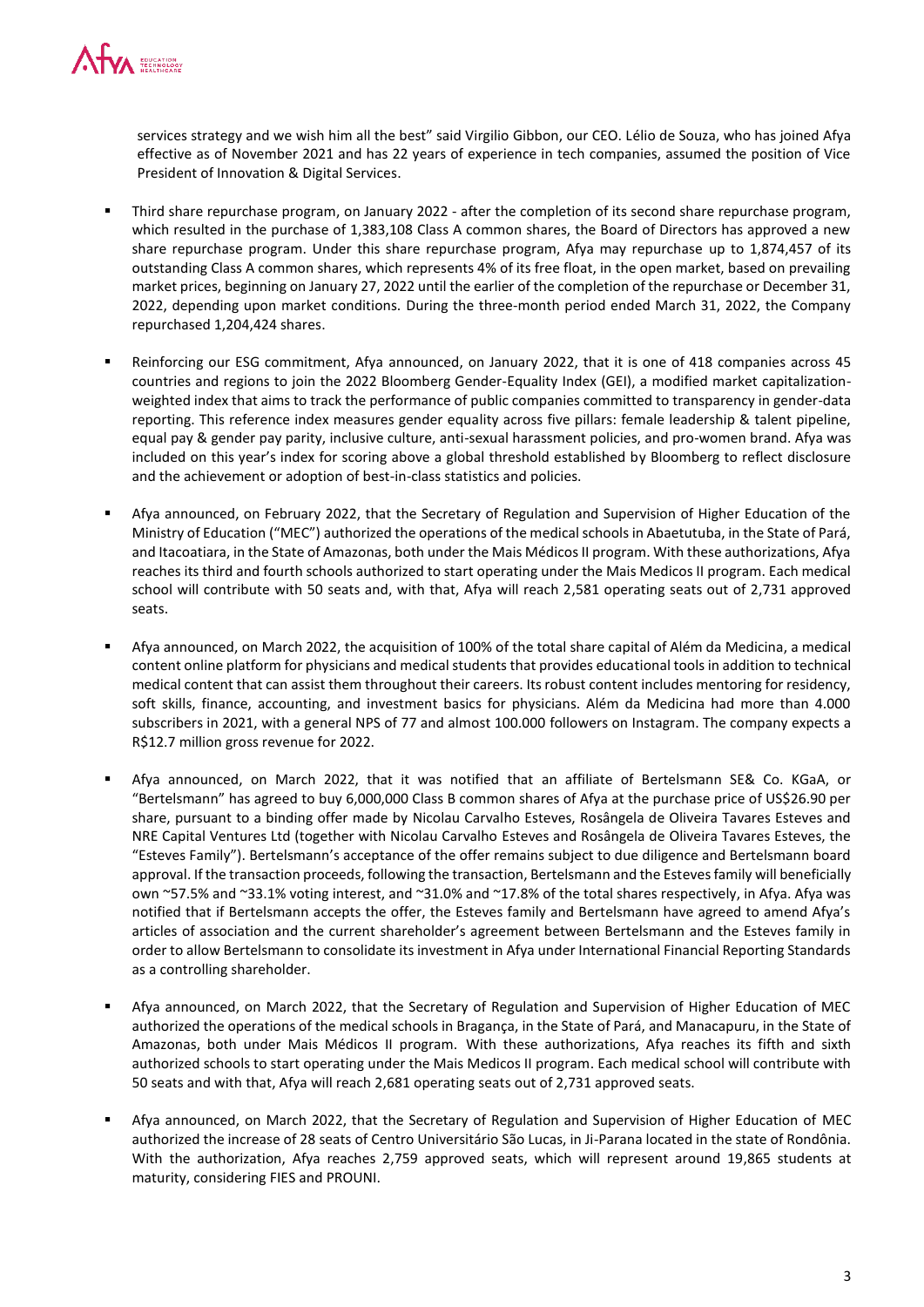services strategy and we wish him all the best" said Virgilio Gibbon, our CEO. Lélio de Souza, who has joined Afya effective as of November 2021 and has 22 years of experience in tech companies, assumed the position of Vice President of Innovation & Digital Services.

- Third share repurchase program, on January 2022 - after the completion of its second share repurchase program, which resulted in the purchase of 1,383,108 Class A common shares, the Board of Directors has approved a new share repurchase program. Under this share repurchase program, Afya may repurchase up to 1,874,457 of its outstanding Class A common shares, which represents 4% of its free float, in the open market, based on prevailing market prices, beginning on January 27, 2022 until the earlier of the completion of the repurchase or December 31, 2022, depending upon market conditions. During the three-month period ended March 31, 2022, the Company repurchased 1,204,424 shares.

- Reinforcing our ESG commitment, Afya announced, on January 2022, that it is one of 418 companies across 45 countries and regions to join the 2022 Bloomberg Gender-Equality Index (GEI), a modified market capitalization-weighted index that aims to track the performance of public companies committed to transparency in gender-data reporting. This reference index measures gender equality across five pillars: female leadership & talent pipeline, equal pay & gender pay parity, inclusive culture, anti-sexual harassment policies, and pro-women brand. Afya was included on this year's index for scoring above a global threshold established by Bloomberg to reflect disclosure and the achievement or adoption of best-in-class statistics and policies.

- Afya announced, on February 2022, that the Secretary of Regulation and Supervision of Higher Education of the Ministry of Education ("MEC") authorized the operations of the medical schools in Abaetutuba, in the State of Pará, and Itacoatiara, in the State of Amazonas, both under the Mais Médicos II program. With these authorizations, Afya reaches its third and fourth schools authorized to start operating under the Mais Medicos II program. Each medical school will contribute with 50 seats and, with that, Afya will reach 2,581 operating seats out of 2,731 approved seats.

- Afya announced, on March 2022, the acquisition of 100% of the total share capital of Além da Medicina, a medical content online platform for physicians and medical students that provides educational tools in addition to technical medical content that can assist them throughout their careers. Its robust content includes mentoring for residency, soft skills, finance, accounting, and investment basics for physicians. Além da Medicina had more than 4.000 subscribers in 2021, with a general NPS of 77 and almost 100.000 followers on Instagram. The company expects a R$12.7 million gross revenue for 2022.

- Afya announced, on March 2022, that it was notified that an affiliate of Bertelsmann SE& Co. KGaA, or "Bertelsmann" has agreed to buy 6,000,000 Class B common shares of Afya at the purchase price of US$26.90 per share, pursuant to a binding offer made by Nicolau Carvalho Esteves, Rosângela de Oliveira Tavares Esteves and NRE Capital Ventures Ltd (together with Nicolau Carvalho Esteves and Rosângela de Oliveira Tavares Esteves, the "Esteves Family"). Bertelsmann's acceptance of the offer remains subject to due diligence and Bertelsmann board approval. If the transaction proceeds, following the transaction, Bertelsmann and the Esteves family will beneficially own ~57.5% and ~33.1% voting interest, and ~31.0% and ~17.8% of the total shares respectively, in Afya. Afya was notified that if Bertelsmann accepts the offer, the Esteves family and Bertelsmann have agreed to amend Afya's articles of association and the current shareholder's agreement between Bertelsmann and the Esteves family in order to allow Bertelsmann to consolidate its investment in Afya under International Financial Reporting Standards as a controlling shareholder.

- Afya announced, on March 2022, that the Secretary of Regulation and Supervision of Higher Education of MEC authorized the operations of the medical schools in Bragança, in the State of Pará, and Manacapuru, in the State of Amazonas, both under Mais Médicos II program. With these authorizations, Afya reaches its fifth and sixth authorized schools to start operating under the Mais Medicos II program. Each medical school will contribute with 50 seats and with that, Afya will reach 2,681 operating seats out of 2,731 approved seats.

- Afya announced, on March 2022, that the Secretary of Regulation and Supervision of Higher Education of MEC authorized the increase of 28 seats of Centro Universitário São Lucas, in Ji-Parana located in the state of Rondônia. With the authorization, Afya reaches 2,759 approved seats, which will represent around 19,865 students at maturity, considering FIES and PROUNI.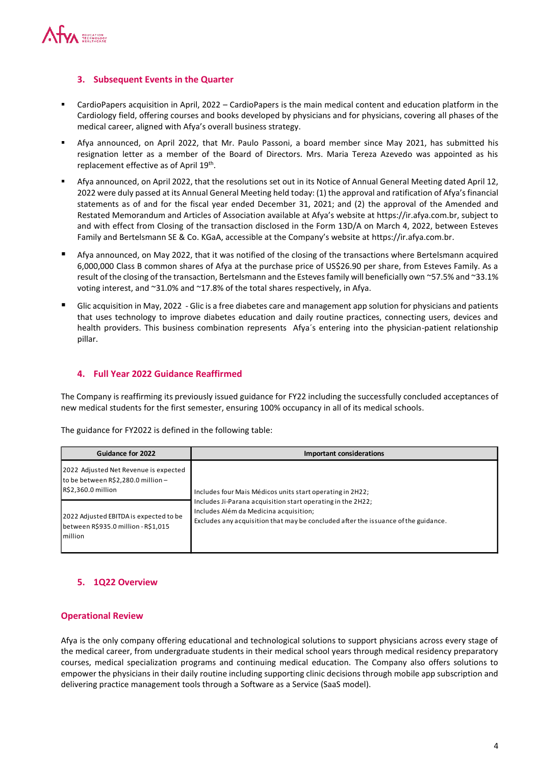## 3. Subsequent Events in the Quarter

- CardioPapers acquisition in April, 2022 – CardioPapers is the main medical content and education platform in the Cardiology field, offering courses and books developed by physicians and for physicians, covering all phases of the medical career, aligned with Afya's overall business strategy.
- Afya announced, on April 2022, that Mr. Paulo Passoni, a board member since May 2021, has submitted his resignation letter as a member of the Board of Directors. Mrs. Maria Tereza Azevedo was appointed as his replacement effective as of April 19th.
- Afya announced, on April 2022, that the resolutions set out in its Notice of Annual General Meeting dated April 12, 2022 were duly passed at its Annual General Meeting held today: (1) the approval and ratification of Afya's financial statements as of and for the fiscal year ended December 31, 2021; and (2) the approval of the Amended and Restated Memorandum and Articles of Association available at Afya's website at https://ir.afya.com.br, subject to and with effect from Closing of the transaction disclosed in the Form 13D/A on March 4, 2022, between Esteves Family and Bertelsmann SE & Co. KGaA, accessible at the Company's website at https://ir.afya.com.br.
- Afya announced, on May 2022, that it was notified of the closing of the transactions where Bertelsmann acquired 6,000,000 Class B common shares of Afya at the purchase price of US$26.90 per share, from Esteves Family. As a result of the closing of the transaction, Bertelsmann and the Esteves family will beneficially own ~57.5% and ~33.1% voting interest, and ~31.0% and ~17.8% of the total shares respectively, in Afya.
- Glic acquisition in May, 2022 - Glic is a free diabetes care and management app solution for physicians and patients that uses technology to improve diabetes education and daily routine practices, connecting users, devices and health providers. This business combination represents Afya´s entering into the physician-patient relationship pillar.

## 4. Full Year 2022 Guidance Reaffirmed

The Company is reaffirming its previously issued guidance for FY22 including the successfully concluded acceptances of new medical students for the first semester, ensuring 100% occupancy in all of its medical schools.

The guidance for FY2022 is defined in the following table:

| Guidance for 2022 | Important considerations |
|---|---|
| 2022 Adjusted Net Revenue is expected to be between R$2,280.0 million – R$2,360.0 million | Includes four Mais Médicos units start operating in 2H22;<br>Includes Ji-Parana acquisition start operating in the 2H22;<br>Includes Além da Medicina acquisition;<br>Excludes any acquisition that may be concluded after the issuance of the guidance. |
| 2022 Adjusted EBITDA is expected to be between R$935.0 million - R$1,015 million | |

## 5. 1Q22 Overview

### Operational Review

Afya is the only company offering educational and technological solutions to support physicians across every stage of the medical career, from undergraduate students in their medical school years through medical residency preparatory courses, medical specialization programs and continuing medical education. The Company also offers solutions to empower the physicians in their daily routine including supporting clinic decisions through mobile app subscription and delivering practice management tools through a Software as a Service (SaaS model).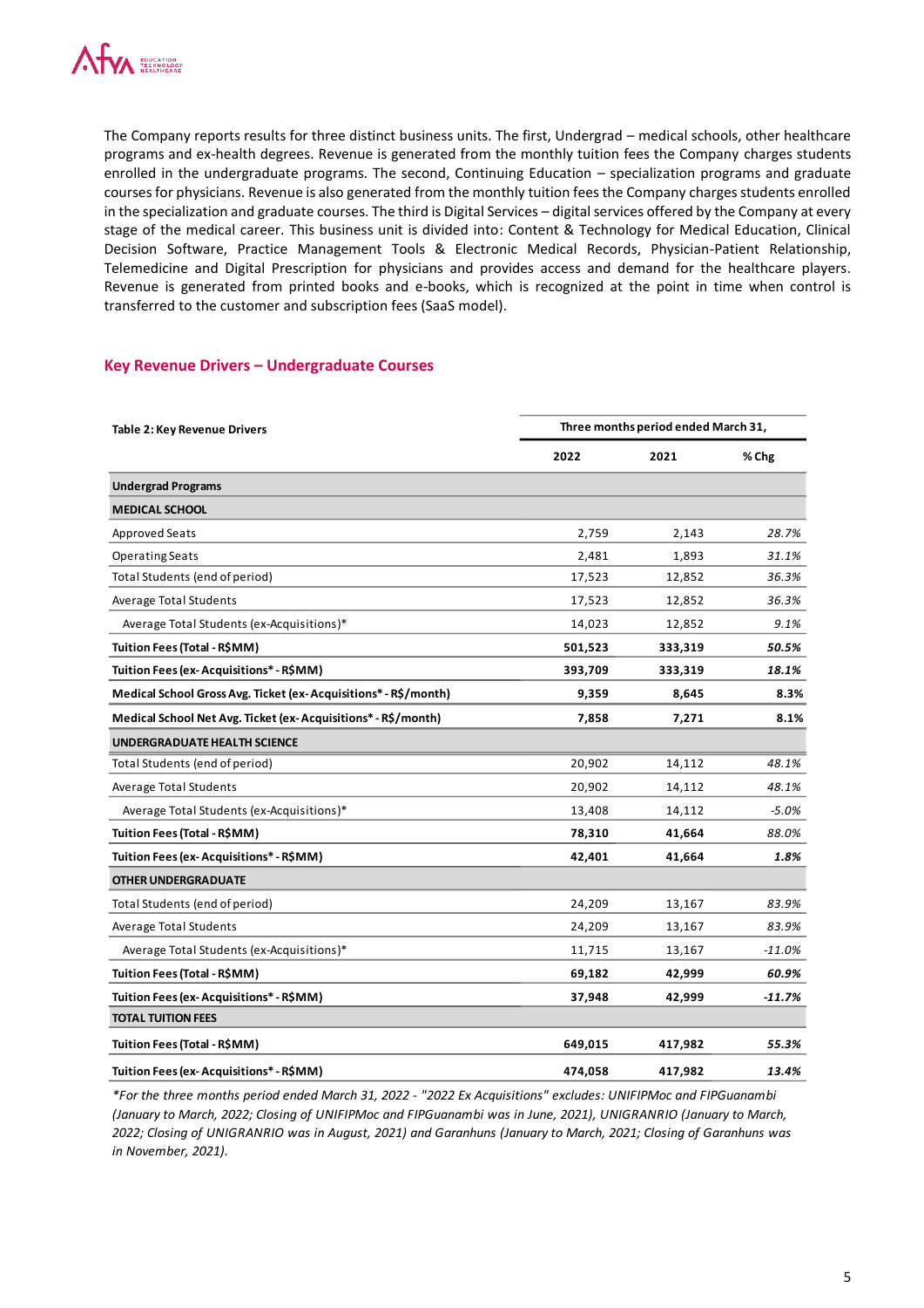The Company reports results for three distinct business units. The first, Undergrad – medical schools, other healthcare programs and ex-health degrees. Revenue is generated from the monthly tuition fees the Company charges students enrolled in the undergraduate programs. The second, Continuing Education – specialization programs and graduate courses for physicians. Revenue is also generated from the monthly tuition fees the Company charges students enrolled in the specialization and graduate courses. The third is Digital Services – digital services offered by the Company at every stage of the medical career. This business unit is divided into: Content & Technology for Medical Education, Clinical Decision Software, Practice Management Tools & Electronic Medical Records, Physician-Patient Relationship, Telemedicine and Digital Prescription for physicians and provides access and demand for the healthcare players. Revenue is generated from printed books and e-books, which is recognized at the point in time when control is transferred to the customer and subscription fees (SaaS model).

## Key Revenue Drivers – Undergraduate Courses

| Table 2: Key Revenue Drivers | Three months period ended March 31, | | |
|---|---|---|---|
| | 2022 | 2021 | % Chg |
| **Undergrad Programs** | | | |
| **MEDICAL SCHOOL** | | | |
| Approved Seats | 2,759 | 2,143 | *28.7%* |
| Operating Seats | 2,481 | 1,893 | *31.1%* |
| Total Students (end of period) | 17,523 | 12,852 | *36.3%* |
| Average Total Students | 17,523 | 12,852 | *36.3%* |
| Average Total Students (ex-Acquisitions)* | 14,023 | 12,852 | *9.1%* |
| **Tuition Fees (Total - R$MM)** | **501,523** | **333,319** | ***50.5%*** |
| **Tuition Fees (ex- Acquisitions* - R$MM)** | **393,709** | **333,319** | ***18.1%*** |
| **Medical School Gross Avg. Ticket (ex- Acquisitions* - R$/month)** | **9,359** | **8,645** | **8.3%** |
| **Medical School Net Avg. Ticket (ex- Acquisitions* - R$/month)** | **7,858** | **7,271** | **8.1%** |
| **UNDERGRADUATE HEALTH SCIENCE** | | | |
| Total Students (end of period) | 20,902 | 14,112 | *48.1%* |
| Average Total Students | 20,902 | 14,112 | *48.1%* |
| Average Total Students (ex-Acquisitions)* | 13,408 | 14,112 | *-5.0%* |
| **Tuition Fees (Total - R$MM)** | **78,310** | **41,664** | ***88.0%*** |
| **Tuition Fees (ex- Acquisitions* - R$MM)** | **42,401** | **41,664** | ***1.8%*** |
| **OTHER UNDERGRADUATE** | | | |
| Total Students (end of period) | 24,209 | 13,167 | *83.9%* |
| Average Total Students | 24,209 | 13,167 | *83.9%* |
| Average Total Students (ex-Acquisitions)* | 11,715 | 13,167 | *-11.0%* |
| **Tuition Fees (Total - R$MM)** | **69,182** | **42,999** | ***60.9%*** |
| **Tuition Fees (ex- Acquisitions* - R$MM)** | **37,948** | **42,999** | ***-11.7%*** |
| **TOTAL TUITION FEES** | | | |
| **Tuition Fees (Total - R$MM)** | **649,015** | **417,982** | ***55.3%*** |
| **Tuition Fees (ex- Acquisitions* - R$MM)** | **474,058** | **417,982** | ***13.4%*** |

*\*For the three months period ended March 31, 2022 - "2022 Ex Acquisitions" excludes: UNIFIPMoc and FIPGuanambi (January to March, 2022; Closing of UNIFIPMoc and FIPGuanambi was in June, 2021), UNIGRANRIO (January to March, 2022; Closing of UNIGRANRIO was in August, 2021) and Garanhuns (January to March, 2021; Closing of Garanhuns was in November, 2021).*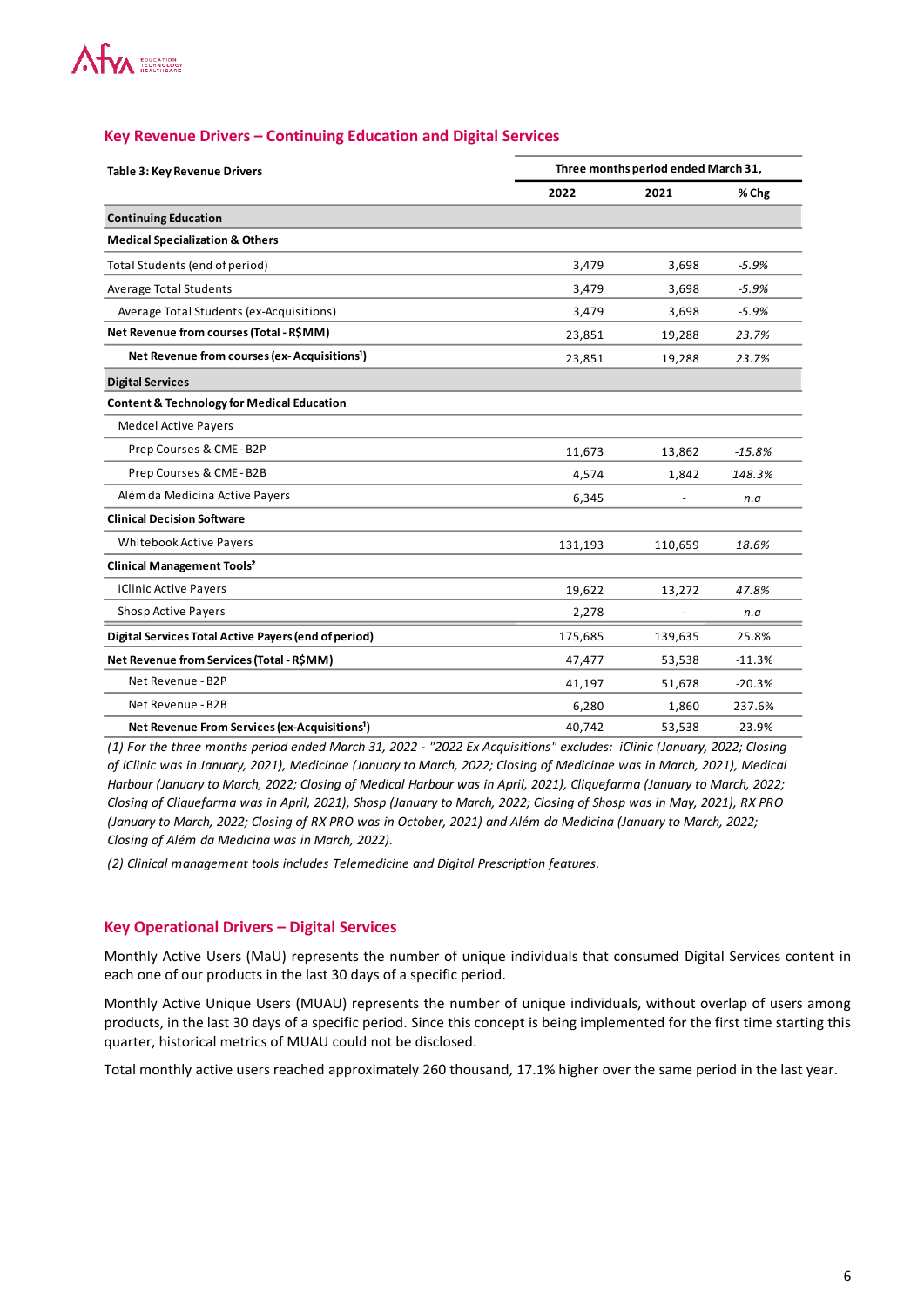## Key Revenue Drivers – Continuing Education and Digital Services

| Table 3: Key Revenue Drivers | Three months period ended March 31, | | |
|---|---|---|---|
| | 2022 | 2021 | % Chg |
| **Continuing Education** | | | |
| **Medical Specialization & Others** | | | |
| Total Students (end of period) | 3,479 | 3,698 | *-5.9%* |
| Average Total Students | 3,479 | 3,698 | *-5.9%* |
| Average Total Students (ex-Acquisitions) | 3,479 | 3,698 | *-5.9%* |
| **Net Revenue from courses (Total - R$MM)** | 23,851 | 19,288 | *23.7%* |
| **Net Revenue from courses (ex- Acquisitions[1])** | 23,851 | 19,288 | *23.7%* |
| **Digital Services** | | | |
| **Content & Technology for Medical Education** | | | |
| Medcel Active Payers | | | |
| Prep Courses & CME - B2P | 11,673 | 13,862 | *-15.8%* |
| Prep Courses & CME - B2B | 4,574 | 1,842 | *148.3%* |
| Além da Medicina Active Payers | 6,345 | - | *n.a* |
| **Clinical Decision Software** | | | |
| Whitebook Active Payers | 131,193 | 110,659 | *18.6%* |
| **Clinical Management Tools[2]** | | | |
| iClinic Active Payers | 19,622 | 13,272 | *47.8%* |
| Shosp Active Payers | 2,278 | - | *n.a* |
| **Digital Services Total Active Payers (end of period)** | 175,685 | 139,635 | 25.8% |
| **Net Revenue from Services (Total - R$MM)** | 47,477 | 53,538 | -11.3% |
| Net Revenue - B2P | 41,197 | 51,678 | -20.3% |
| Net Revenue - B2B | 6,280 | 1,860 | 237.6% |
| **Net Revenue From Services (ex-Acquisitions[1])** | 40,742 | 53,538 | -23.9% |

*(1) For the three months period ended March 31, 2022 - "2022 Ex Acquisitions" excludes: iClinic (January, 2022; Closing of iClinic was in January, 2021), Medicinae (January to March, 2022; Closing of Medicinae was in March, 2021), Medical Harbour (January to March, 2022; Closing of Medical Harbour was in April, 2021), Cliquefarma (January to March, 2022; Closing of Cliquefarma was in April, 2021), Shosp (January to March, 2022; Closing of Shosp was in May, 2021), RX PRO (January to March, 2022; Closing of RX PRO was in October, 2021) and Além da Medicina (January to March, 2022; Closing of Além da Medicina was in March, 2022).*

*(2) Clinical management tools includes Telemedicine and Digital Prescription features.*

## Key Operational Drivers – Digital Services

Monthly Active Users (MaU) represents the number of unique individuals that consumed Digital Services content in each one of our products in the last 30 days of a specific period.

Monthly Active Unique Users (MUAU) represents the number of unique individuals, without overlap of users among products, in the last 30 days of a specific period. Since this concept is being implemented for the first time starting this quarter, historical metrics of MUAU could not be disclosed.

Total monthly active users reached approximately 260 thousand, 17.1% higher over the same period in the last year.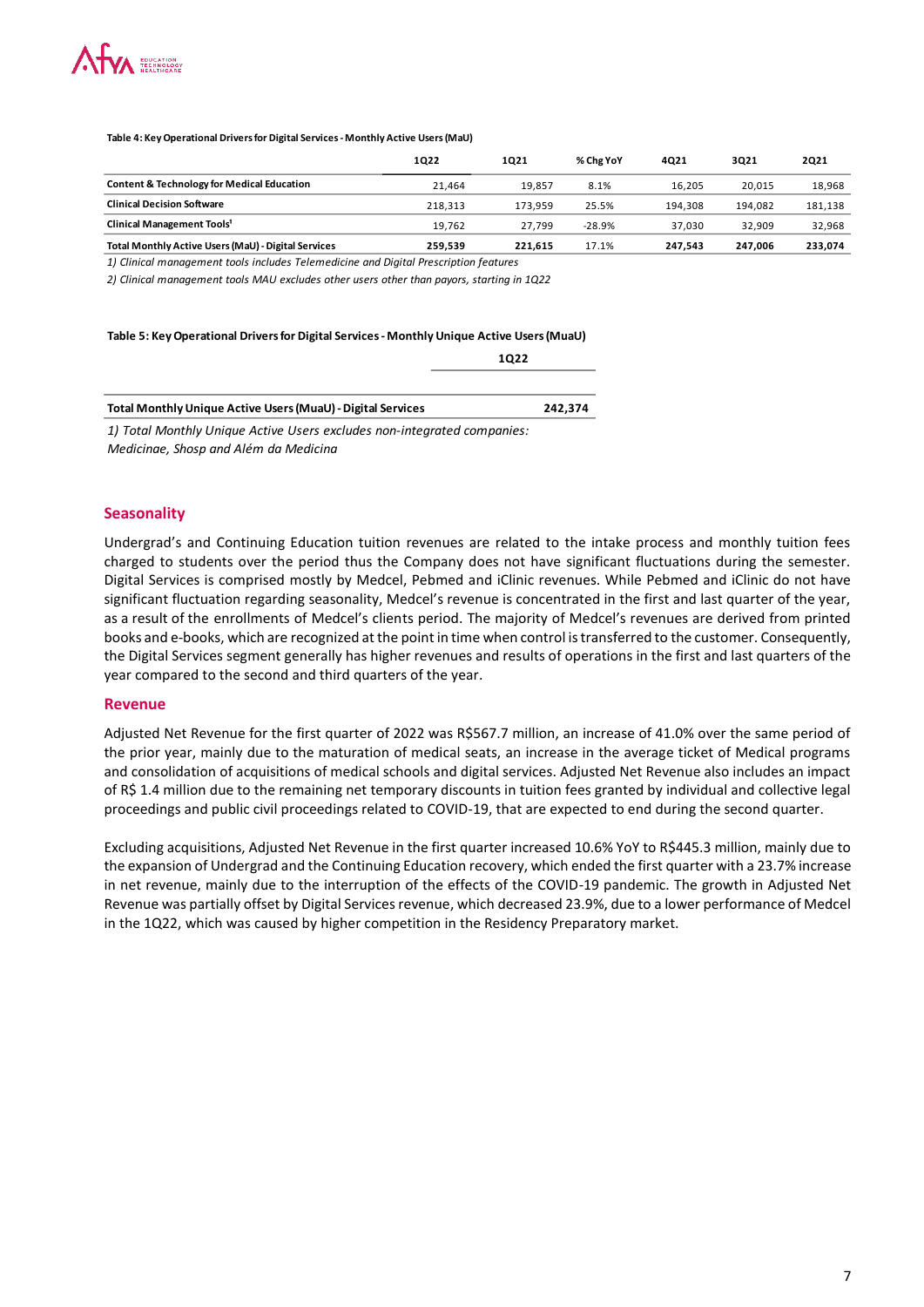**Table 4: Key Operational Drivers for Digital Services - Monthly Active Users (MaU)**

| | 1Q22 | 1Q21 | % Chg YoY | 4Q21 | 3Q21 | 2Q21 |
|---|---|---|---|---|---|---|
| **Content & Technology for Medical Education** | 21,464 | 19,857 | 8.1% | 16,205 | 20,015 | 18,968 |
| **Clinical Decision Software** | 218,313 | 173,959 | 25.5% | 194,308 | 194,082 | 181,138 |
| **Clinical Management Tools[1]** | 19,762 | 27,799 | -28.9% | 37,030 | 32,909 | 32,968 |
| **Total Monthly Active Users (MaU) - Digital Services** | **259,539** | **221,615** | 17.1% | **247,543** | **247,006** | **233,074** |

*1) Clinical management tools includes Telemedicine and Digital Prescription features*

*2) Clinical management tools MAU excludes other users other than payors, starting in 1Q22*

**Table 5: Key Operational Drivers for Digital Services - Monthly Unique Active Users (MuaU)**

| | 1Q22 |
|---|---|
| **Total Monthly Unique Active Users (MuaU) - Digital Services** | **242,374** |

*1) Total Monthly Unique Active Users excludes non-integrated companies: Medicinae, Shosp and Além da Medicina*

## Seasonality

Undergrad's and Continuing Education tuition revenues are related to the intake process and monthly tuition fees charged to students over the period thus the Company does not have significant fluctuations during the semester. Digital Services is comprised mostly by Medcel, Pebmed and iClinic revenues. While Pebmed and iClinic do not have significant fluctuation regarding seasonality, Medcel's revenue is concentrated in the first and last quarter of the year, as a result of the enrollments of Medcel's clients period. The majority of Medcel's revenues are derived from printed books and e-books, which are recognized at the point in time when control is transferred to the customer. Consequently, the Digital Services segment generally has higher revenues and results of operations in the first and last quarters of the year compared to the second and third quarters of the year.

## Revenue

Adjusted Net Revenue for the first quarter of 2022 was R$567.7 million, an increase of 41.0% over the same period of the prior year, mainly due to the maturation of medical seats, an increase in the average ticket of Medical programs and consolidation of acquisitions of medical schools and digital services. Adjusted Net Revenue also includes an impact of R$ 1.4 million due to the remaining net temporary discounts in tuition fees granted by individual and collective legal proceedings and public civil proceedings related to COVID-19, that are expected to end during the second quarter.

Excluding acquisitions, Adjusted Net Revenue in the first quarter increased 10.6% YoY to R$445.3 million, mainly due to the expansion of Undergrad and the Continuing Education recovery, which ended the first quarter with a 23.7% increase in net revenue, mainly due to the interruption of the effects of the COVID-19 pandemic. The growth in Adjusted Net Revenue was partially offset by Digital Services revenue, which decreased 23.9%, due to a lower performance of Medcel in the 1Q22, which was caused by higher competition in the Residency Preparatory market.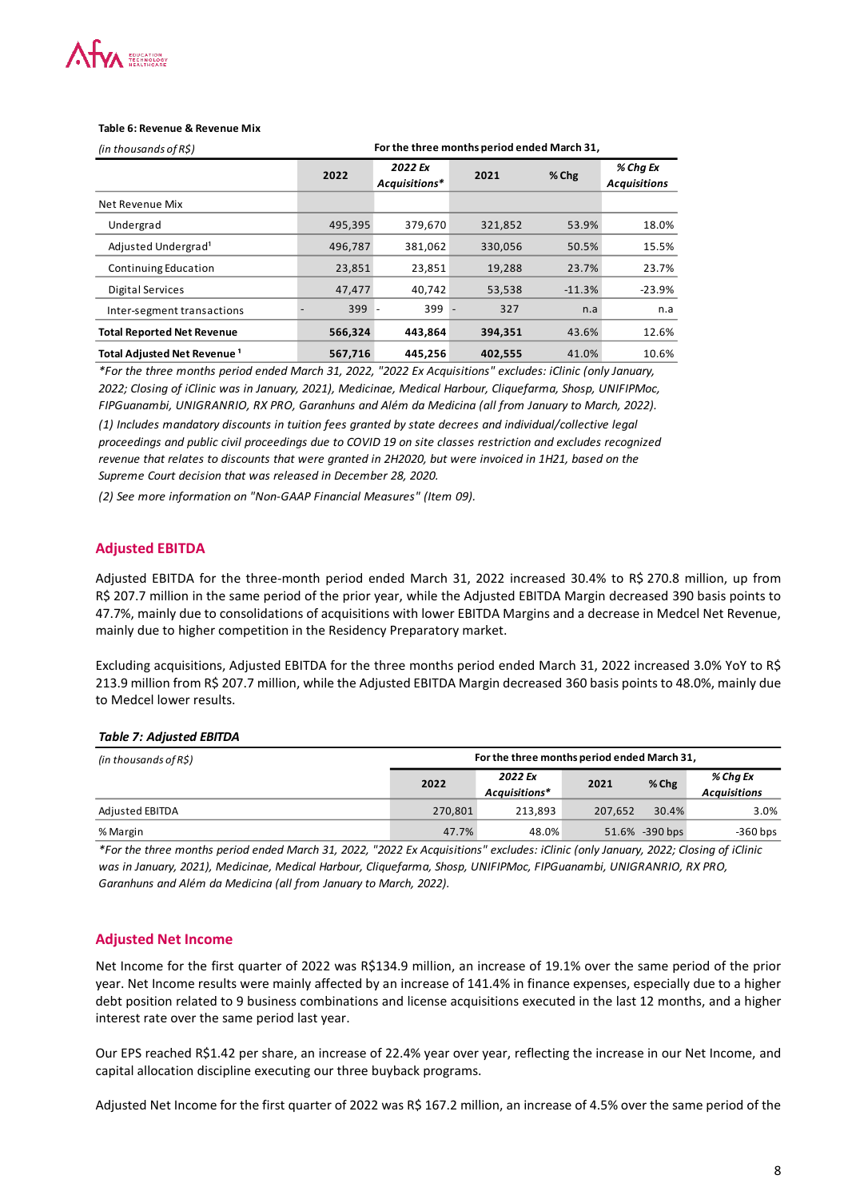**Table 6: Revenue & Revenue Mix**

| *(in thousands of R$)* | For the three months period ended March 31, | | | | |
|---|---|---|---|---|---|
| | 2022 | *2022 Ex Acquisitions** | 2021 | % Chg | *% Chg Ex Acquisitions* |
| Net Revenue Mix | | | | | |
| Undergrad | 495,395 | 379,670 | 321,852 | 53.9% | 18.0% |
| Adjusted Undergrad[1] | 496,787 | 381,062 | 330,056 | 50.5% | 15.5% |
| Continuing Education | 23,851 | 23,851 | 19,288 | 23.7% | 23.7% |
| Digital Services | 47,477 | 40,742 | 53,538 | -11.3% | -23.9% |
| Inter-segment transactions | - 399 | - 399 | - 327 | n.a | n.a |
| **Total Reported Net Revenue** | **566,324** | **443,864** | **394,351** | 43.6% | 12.6% |
| **Total Adjusted Net Revenue [1]** | **567,716** | **445,256** | **402,555** | 41.0% | 10.6% |

*\*For the three months period ended March 31, 2022, "2022 Ex Acquisitions" excludes: iClinic (only January, 2022; Closing of iClinic was in January, 2021), Medicinae, Medical Harbour, Cliquefarma, Shosp, UNIFIPMoc, FIPGuanambi, UNIGRANRIO, RX PRO, Garanhuns and Além da Medicina (all from January to March, 2022).*

*(1) Includes mandatory discounts in tuition fees granted by state decrees and individual/collective legal proceedings and public civil proceedings due to COVID 19 on site classes restriction and excludes recognized revenue that relates to discounts that were granted in 2H2020, but were invoiced in 1H21, based on the Supreme Court decision that was released in December 28, 2020.*

*(2) See more information on "Non-GAAP Financial Measures" (Item 09).*

## Adjusted EBITDA

Adjusted EBITDA for the three-month period ended March 31, 2022 increased 30.4% to R$ 270.8 million, up from R$ 207.7 million in the same period of the prior year, while the Adjusted EBITDA Margin decreased 390 basis points to 47.7%, mainly due to consolidations of acquisitions with lower EBITDA Margins and a decrease in Medcel Net Revenue, mainly due to higher competition in the Residency Preparatory market.

Excluding acquisitions, Adjusted EBITDA for the three months period ended March 31, 2022 increased 3.0% YoY to R$ 213.9 million from R$ 207.7 million, while the Adjusted EBITDA Margin decreased 360 basis points to 48.0%, mainly due to Medcel lower results.

***Table 7: Adjusted EBITDA***

| *(in thousands of R$)* | For the three months period ended March 31, | | | | |
|---|---|---|---|---|---|
| | 2022 | *2022 Ex Acquisitions** | 2021 | % Chg | *% Chg Ex Acquisitions* |
| Adjusted EBITDA | 270,801 | 213,893 | 207,652 | 30.4% | 3.0% |
| % Margin | 47.7% | 48.0% | 51.6% | -390 bps | -360 bps |

*\*For the three months period ended March 31, 2022, "2022 Ex Acquisitions" excludes: iClinic (only January, 2022; Closing of iClinic was in January, 2021), Medicinae, Medical Harbour, Cliquefarma, Shosp, UNIFIPMoc, FIPGuanambi, UNIGRANRIO, RX PRO, Garanhuns and Além da Medicina (all from January to March, 2022).*

## Adjusted Net Income

Net Income for the first quarter of 2022 was R$134.9 million, an increase of 19.1% over the same period of the prior year. Net Income results were mainly affected by an increase of 141.4% in finance expenses, especially due to a higher debt position related to 9 business combinations and license acquisitions executed in the last 12 months, and a higher interest rate over the same period last year.

Our EPS reached R$1.42 per share, an increase of 22.4% year over year, reflecting the increase in our Net Income, and capital allocation discipline executing our three buyback programs.

Adjusted Net Income for the first quarter of 2022 was R$ 167.2 million, an increase of 4.5% over the same period of the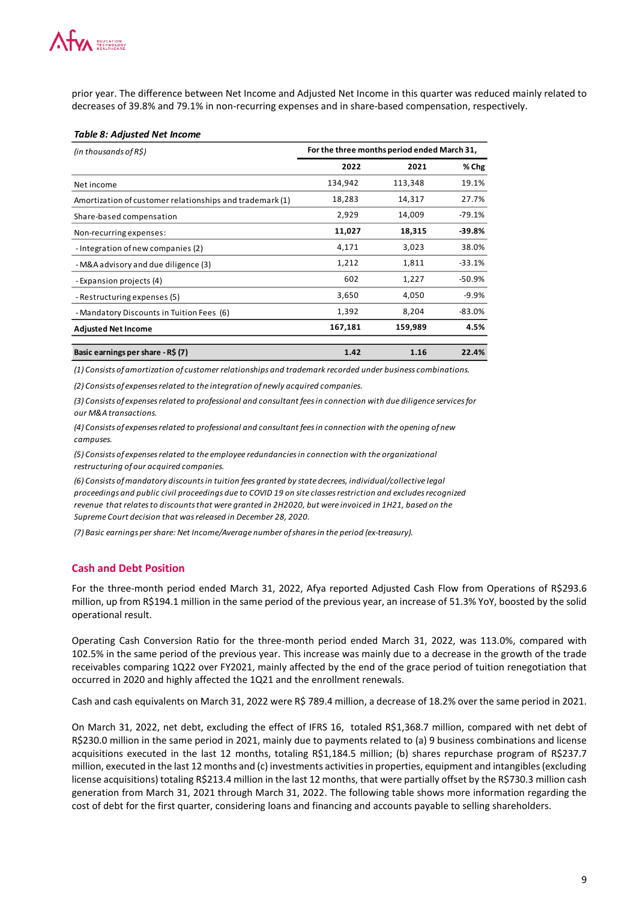prior year. The difference between Net Income and Adjusted Net Income in this quarter was reduced mainly related to decreases of 39.8% and 79.1% in non-recurring expenses and in share-based compensation, respectively.

***Table 8: Adjusted Net Income***

| *(in thousands of R$)* | For the three months period ended March 31, | | |
|---|---|---|---|
| | **2022** | **2021** | **% Chg** |
| Net income | 134,942 | 113,348 | 19.1% |
| Amortization of customer relationships and trademark (1) | 18,283 | 14,317 | 27.7% |
| Share-based compensation | 2,929 | 14,009 | -79.1% |
| Non-recurring expenses: | **11,027** | **18,315** | **-39.8%** |
| - Integration of new companies (2) | 4,171 | 3,023 | 38.0% |
| - M&A advisory and due diligence (3) | 1,212 | 1,811 | -33.1% |
| - Expansion projects (4) | 602 | 1,227 | -50.9% |
| - Restructuring expenses (5) | 3,650 | 4,050 | -9.9% |
| - Mandatory Discounts in Tuition Fees (6) | 1,392 | 8,204 | -83.0% |
| **Adjusted Net Income** | **167,181** | **159,989** | **4.5%** |
| **Basic earnings per share - R$ (7)** | **1.42** | **1.16** | **22.4%** |

*(1) Consists of amortization of customer relationships and trademark recorded under business combinations.*

*(2) Consists of expenses related to the integration of newly acquired companies.*

*(3) Consists of expenses related to professional and consultant fees in connection with due diligence services for our M&A transactions.*

*(4) Consists of expenses related to professional and consultant fees in connection with the opening of new campuses.*

*(5) Consists of expenses related to the employee redundancies in connection with the organizational restructuring of our acquired companies.*

*(6) Consists of mandatory discounts in tuition fees granted by state decrees, individual/collective legal proceedings and public civil proceedings due to COVID 19 on site classes restriction and excludes recognized revenue that relates to discounts that were granted in 2H2020, but were invoiced in 1H21, based on the Supreme Court decision that was released in December 28, 2020.*

*(7) Basic earnings per share: Net Income/Average number of shares in the period (ex-treasury).*

## Cash and Debt Position

For the three-month period ended March 31, 2022, Afya reported Adjusted Cash Flow from Operations of R$293.6 million, up from R$194.1 million in the same period of the previous year, an increase of 51.3% YoY, boosted by the solid operational result.

Operating Cash Conversion Ratio for the three-month period ended March 31, 2022, was 113.0%, compared with 102.5% in the same period of the previous year. This increase was mainly due to a decrease in the growth of the trade receivables comparing 1Q22 over FY2021, mainly affected by the end of the grace period of tuition renegotiation that occurred in 2020 and highly affected the 1Q21 and the enrollment renewals.

Cash and cash equivalents on March 31, 2022 were R$ 789.4 million, a decrease of 18.2% over the same period in 2021.

On March 31, 2022, net debt, excluding the effect of IFRS 16, totaled R$1,368.7 million, compared with net debt of R$230.0 million in the same period in 2021, mainly due to payments related to (a) 9 business combinations and license acquisitions executed in the last 12 months, totaling R$1,184.5 million; (b) shares repurchase program of R$237.7 million, executed in the last 12 months and (c) investments activities in properties, equipment and intangibles (excluding license acquisitions) totaling R$213.4 million in the last 12 months, that were partially offset by the R$730.3 million cash generation from March 31, 2021 through March 31, 2022. The following table shows more information regarding the cost of debt for the first quarter, considering loans and financing and accounts payable to selling shareholders.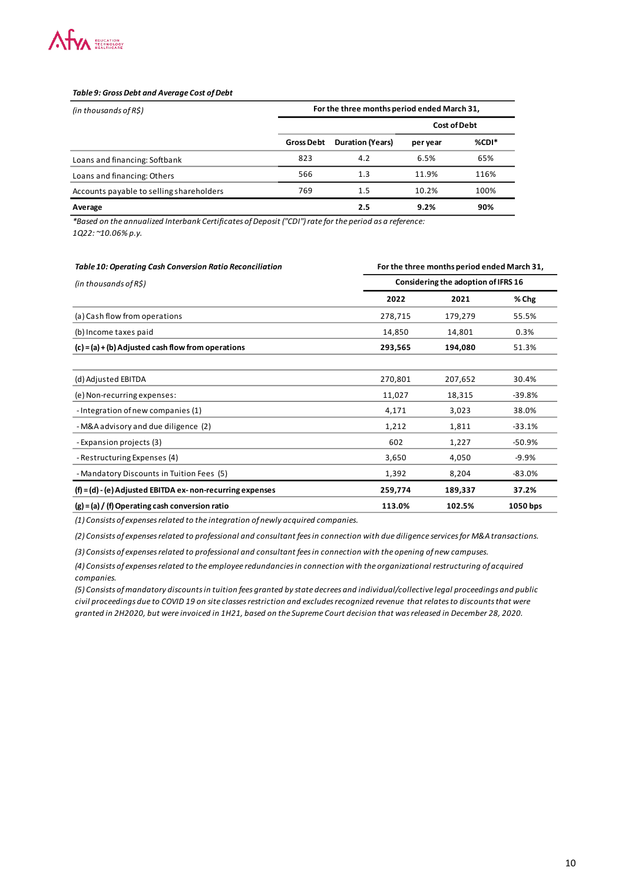***Table 9: Gross Debt and Average Cost of Debt***

| *(in thousands of R$)* | For the three months period ended March 31, | | | |
|---|---|---|---|---|
| | | | Cost of Debt | |
| | Gross Debt | Duration (Years) | per year | %CDI* |
| Loans and financing: Softbank | 823 | 4.2 | 6.5% | 65% |
| Loans and financing: Others | 566 | 1.3 | 11.9% | 116% |
| Accounts payable to selling shareholders | 769 | 1.5 | 10.2% | 100% |
| **Average** | | **2.5** | **9.2%** | **90%** |

*\*Based on the annualized Interbank Certificates of Deposit ("CDI") rate for the period as a reference: 1Q22: ~10.06% p.y.*

***Table 10: Operating Cash Conversion Ratio Reconciliation***

| *(in thousands of R$)* | For the three months period ended March 31, Considering the adoption of IFRS 16 | | |
|---|---|---|---|
| | **2022** | **2021** | **% Chg** |
| (a) Cash flow from operations | 278,715 | 179,279 | 55.5% |
| (b) Income taxes paid | 14,850 | 14,801 | 0.3% |
| **(c) = (a) + (b) Adjusted cash flow from operations** | **293,565** | **194,080** | 51.3% |
| | | | |
| (d) Adjusted EBITDA | 270,801 | 207,652 | 30.4% |
| (e) Non-recurring expenses: | 11,027 | 18,315 | -39.8% |
| - Integration of new companies (1) | 4,171 | 3,023 | 38.0% |
| - M&A advisory and due diligence (2) | 1,212 | 1,811 | -33.1% |
| - Expansion projects (3) | 602 | 1,227 | -50.9% |
| - Restructuring Expenses (4) | 3,650 | 4,050 | -9.9% |
| - Mandatory Discounts in Tuition Fees (5) | 1,392 | 8,204 | -83.0% |
| **(f) = (d) - (e) Adjusted EBITDA ex- non-recurring expenses** | **259,774** | **189,337** | **37.2%** |
| **(g) = (a) / (f) Operating cash conversion ratio** | **113.0%** | **102.5%** | **1050 bps** |

*(1) Consists of expenses related to the integration of newly acquired companies.*

*(2) Consists of expenses related to professional and consultant fees in connection with due diligence services for M&A transactions.*

*(3) Consists of expenses related to professional and consultant fees in connection with the opening of new campuses.*

*(4) Consists of expenses related to the employee redundancies in connection with the organizational restructuring of acquired companies.*

*(5) Consists of mandatory discounts in tuition fees granted by state decrees and individual/collective legal proceedings and public civil proceedings due to COVID 19 on site classes restriction and excludes recognized revenue that relates to discounts that were granted in 2H2020, but were invoiced in 1H21, based on the Supreme Court decision that was released in December 28, 2020.*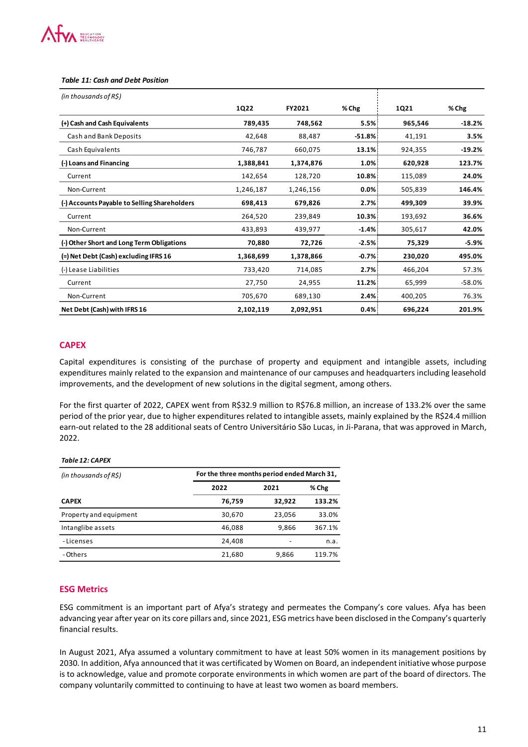*Table 11: Cash and Debt Position*

| *(in thousands of R$)* | 1Q22 | FY2021 | % Chg | 1Q21 | % Chg |
|---|---|---|---|---|---|
| **(+) Cash and Cash Equivalents** | **789,435** | **748,562** | **5.5%** | **965,546** | **-18.2%** |
| Cash and Bank Deposits | 42,648 | 88,487 | **-51.8%** | 41,191 | **3.5%** |
| Cash Equivalents | 746,787 | 660,075 | **13.1%** | 924,355 | **-19.2%** |
| **(-) Loans and Financing** | **1,388,841** | **1,374,876** | **1.0%** | **620,928** | **123.7%** |
| Current | 142,654 | 128,720 | **10.8%** | 115,089 | **24.0%** |
| Non-Current | 1,246,187 | 1,246,156 | **0.0%** | 505,839 | **146.4%** |
| **(-) Accounts Payable to Selling Shareholders** | **698,413** | **679,826** | **2.7%** | **499,309** | **39.9%** |
| Current | 264,520 | 239,849 | **10.3%** | 193,692 | **36.6%** |
| Non-Current | 433,893 | 439,977 | **-1.4%** | 305,617 | **42.0%** |
| **(-) Other Short and Long Term Obligations** | **70,880** | **72,726** | **-2.5%** | **75,329** | **-5.9%** |
| **(=) Net Debt (Cash) excluding IFRS 16** | **1,368,699** | **1,378,866** | **-0.7%** | **230,020** | **495.0%** |
| (-) Lease Liabilities | 733,420 | 714,085 | **2.7%** | 466,204 | 57.3% |
| Current | 27,750 | 24,955 | **11.2%** | 65,999 | -58.0% |
| Non-Current | 705,670 | 689,130 | **2.4%** | 400,205 | 76.3% |
| **Net Debt (Cash) with IFRS 16** | **2,102,119** | **2,092,951** | **0.4%** | **696,224** | **201.9%** |

## CAPEX

Capital expenditures is consisting of the purchase of property and equipment and intangible assets, including expenditures mainly related to the expansion and maintenance of our campuses and headquarters including leasehold improvements, and the development of new solutions in the digital segment, among others.

For the first quarter of 2022, CAPEX went from R$32.9 million to R$76.8 million, an increase of 133.2% over the same period of the prior year, due to higher expenditures related to intangible assets, mainly explained by the R$24.4 million earn-out related to the 28 additional seats of Centro Universitário São Lucas, in Ji-Parana, that was approved in March, 2022.

*Table 12: CAPEX*

| *(in thousands of R$)* | For the three months period ended March 31, | | |
|---|---|---|---|
| | 2022 | 2021 | % Chg |
| **CAPEX** | **76,759** | **32,922** | **133.2%** |
| Property and equipment | 30,670 | 23,056 | 33.0% |
| Intanglibe assets | 46,088 | 9,866 | 367.1% |
| - Licenses | 24,408 | - | n.a. |
| - Others | 21,680 | 9,866 | 119.7% |

## ESG Metrics

ESG commitment is an important part of Afya's strategy and permeates the Company's core values. Afya has been advancing year after year on its core pillars and, since 2021, ESG metrics have been disclosed in the Company's quarterly financial results.

In August 2021, Afya assumed a voluntary commitment to have at least 50% women in its management positions by 2030. In addition, Afya announced that it was certificated by Women on Board, an independent initiative whose purpose is to acknowledge, value and promote corporate environments in which women are part of the board of directors. The company voluntarily committed to continuing to have at least two women as board members.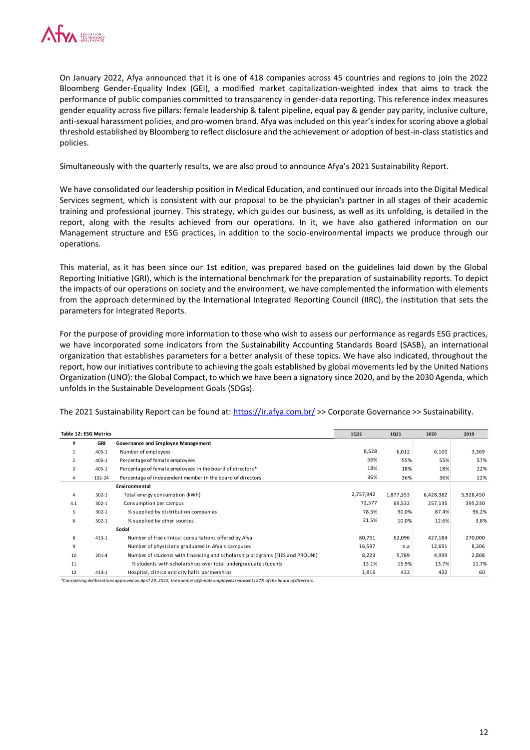On January 2022, Afya announced that it is one of 418 companies across 45 countries and regions to join the 2022 Bloomberg Gender-Equality Index (GEI), a modified market capitalization-weighted index that aims to track the performance of public companies committed to transparency in gender-data reporting. This reference index measures gender equality across five pillars: female leadership & talent pipeline, equal pay & gender pay parity, inclusive culture, anti-sexual harassment policies, and pro-women brand. Afya was included on this year's index for scoring above a global threshold established by Bloomberg to reflect disclosure and the achievement or adoption of best-in-class statistics and policies.

Simultaneously with the quarterly results, we are also proud to announce Afya's 2021 Sustainability Report.

We have consolidated our leadership position in Medical Education, and continued our inroads into the Digital Medical Services segment, which is consistent with our proposal to be the physician's partner in all stages of their academic training and professional journey. This strategy, which guides our business, as well as its unfolding, is detailed in the report, along with the results achieved from our operations. In it, we have also gathered information on our Management structure and ESG practices, in addition to the socio-environmental impacts we produce through our operations.

This material, as it has been since our 1st edition, was prepared based on the guidelines laid down by the Global Reporting Initiative (GRI), which is the international benchmark for the preparation of sustainability reports. To depict the impacts of our operations on society and the environment, we have complemented the information with elements from the approach determined by the International Integrated Reporting Council (IIRC), the institution that sets the parameters for Integrated Reports.

For the purpose of providing more information to those who wish to assess our performance as regards ESG practices, we have incorporated some indicators from the Sustainability Accounting Standards Board (SASB), an international organization that establishes parameters for a better analysis of these topics. We have also indicated, throughout the report, how our initiatives contribute to achieving the goals established by global movements led by the United Nations Organization (UNO): the Global Compact, to which we have been a signatory since 2020, and by the 2030 Agenda, which unfolds in the Sustainable Development Goals (SDGs).

The 2021 Sustainability Report can be found at: https://ir.afya.com.br/ >> Corporate Governance >> Sustainability.

**Table 12: ESG Metrics**

| # | GRI | | 1Q22 | 1Q21 | 2020 | 2019 |
|---|---|---|---|---|---|---|
| | | **Governance and Employee Management** | | | | |
| 1 | 405-1 | Number of employees | 8,528 | 6,012 | 6,100 | 3,369 |
| 2 | 405-1 | Percentage of female employees | 56% | 55% | 55% | 57% |
| 3 | 405-1 | Percentage of female employees in the board of directors* | 18% | 18% | 18% | 22% |
| 4 | 102-24 | Percentage of independent member in the board of directors | 36% | 36% | 36% | 22% |
| | | **Environmental** | | | | |
| 4 | 302-1 | Total energy consumption (kWh) | 2,757,942 | 1,877,353 | 6,428,382 | 5,928,450 |
| 4.1 | 302-1 | Consumption per campus | 72,577 | 69,532 | 257,135 | 395,230 |
| 5 | 302-1 | % supplied by distribution companies | 78.5% | 90.0% | 87.4% | 96.2% |
| 6 | 302-1 | % supplied by other sources | 21.5% | 10.0% | 12.6% | 3.8% |
| | | **Social** | | | | |
| 8 | 413-1 | Number of free clinical consultations offered by Afya | 80,751 | 62,096 | 427,184 | 270,000 |
| 9 | | Number of physicians graduated in Afya's campuses | 16,597 | n.a | 12,691 | 8,306 |
| 10 | 201-4 | Number of students with financing and scholarship programs (FIES and PROUNI) | 8,223 | 5,789 | 4,999 | 2,808 |
| 11 | | % students with scholarships over total undergraduate students | 13.1% | 15.9% | 13.7% | 11.7% |
| 12 | 413-1 | Hospital, clinics and city halls partnerships | 1,816 | 432 | 432 | 60 |

*Considering deliberations approved on April 29, 2022, the number of female employees represents 27% of the board of directors.*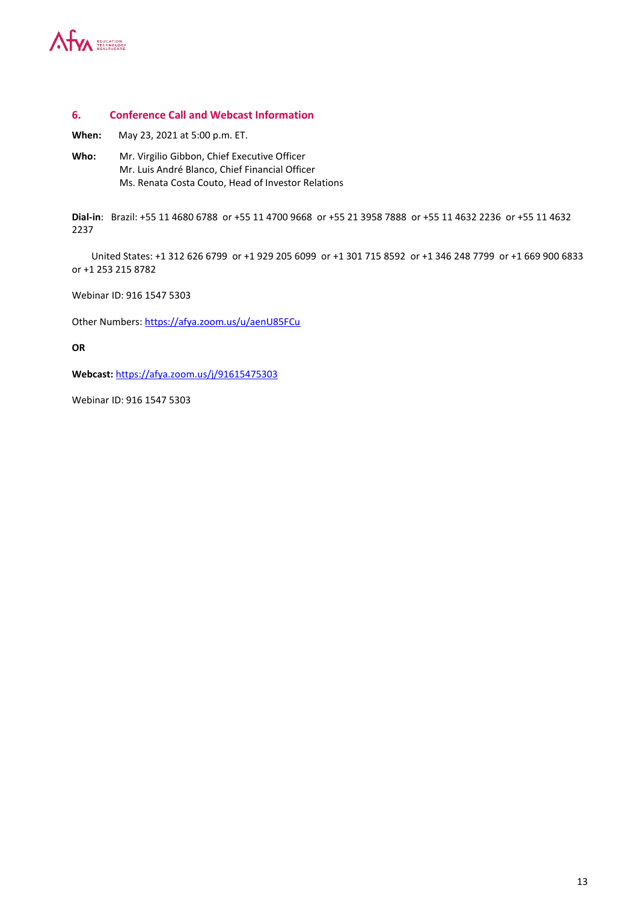## 6. Conference Call and Webcast Information

**When:** May 23, 2021 at 5:00 p.m. ET.

**Who:** Mr. Virgilio Gibbon, Chief Executive Officer
Mr. Luis André Blanco, Chief Financial Officer
Ms. Renata Costa Couto, Head of Investor Relations

**Dial-in**: Brazil: +55 11 4680 6788 or +55 11 4700 9668 or +55 21 3958 7888 or +55 11 4632 2236 or +55 11 4632 2237

United States: +1 312 626 6799 or +1 929 205 6099 or +1 301 715 8592 or +1 346 248 7799 or +1 669 900 6833 or +1 253 215 8782

Webinar ID: 916 1547 5303

Other Numbers: https://afya.zoom.us/u/aenU85FCu

**OR**

**Webcast:** https://afya.zoom.us/j/91615475303

Webinar ID: 916 1547 5303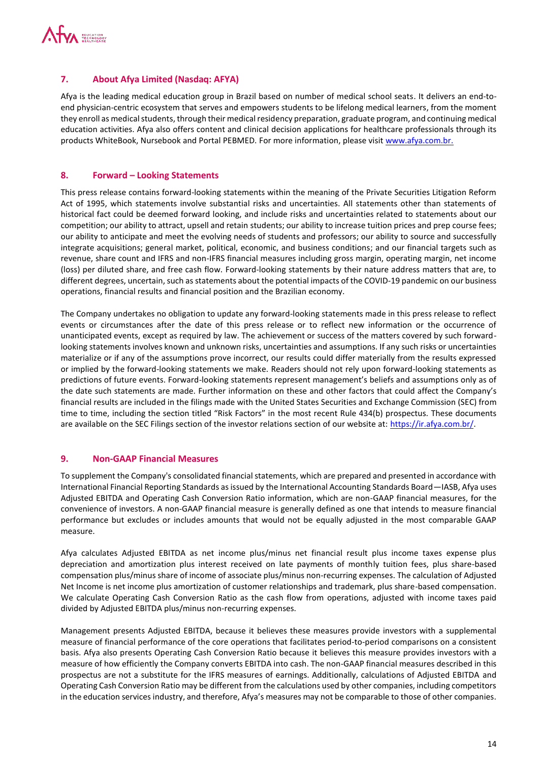## 7. About Afya Limited (Nasdaq: AFYA)

Afya is the leading medical education group in Brazil based on number of medical school seats. It delivers an end-to-end physician-centric ecosystem that serves and empowers students to be lifelong medical learners, from the moment they enroll as medical students, through their medical residency preparation, graduate program, and continuing medical education activities. Afya also offers content and clinical decision applications for healthcare professionals through its products WhiteBook, Nursebook and Portal PEBMED. For more information, please visit [www.afya.com.br.](www.afya.com.br)

## 8. Forward – Looking Statements

This press release contains forward-looking statements within the meaning of the Private Securities Litigation Reform Act of 1995, which statements involve substantial risks and uncertainties. All statements other than statements of historical fact could be deemed forward looking, and include risks and uncertainties related to statements about our competition; our ability to attract, upsell and retain students; our ability to increase tuition prices and prep course fees; our ability to anticipate and meet the evolving needs of students and professors; our ability to source and successfully integrate acquisitions; general market, political, economic, and business conditions; and our financial targets such as revenue, share count and IFRS and non-IFRS financial measures including gross margin, operating margin, net income (loss) per diluted share, and free cash flow. Forward-looking statements by their nature address matters that are, to different degrees, uncertain, such as statements about the potential impacts of the COVID-19 pandemic on our business operations, financial results and financial position and the Brazilian economy.

The Company undertakes no obligation to update any forward-looking statements made in this press release to reflect events or circumstances after the date of this press release or to reflect new information or the occurrence of unanticipated events, except as required by law. The achievement or success of the matters covered by such forward-looking statements involves known and unknown risks, uncertainties and assumptions. If any such risks or uncertainties materialize or if any of the assumptions prove incorrect, our results could differ materially from the results expressed or implied by the forward-looking statements we make. Readers should not rely upon forward-looking statements as predictions of future events. Forward-looking statements represent management's beliefs and assumptions only as of the date such statements are made. Further information on these and other factors that could affect the Company's financial results are included in the filings made with the United States Securities and Exchange Commission (SEC) from time to time, including the section titled "Risk Factors" in the most recent Rule 434(b) prospectus. These documents are available on the SEC Filings section of the investor relations section of our website at: [https://ir.afya.com.br/](https://ir.afya.com.br/).

## 9. Non-GAAP Financial Measures

To supplement the Company's consolidated financial statements, which are prepared and presented in accordance with International Financial Reporting Standards as issued by the International Accounting Standards Board—IASB, Afya uses Adjusted EBITDA and Operating Cash Conversion Ratio information, which are non-GAAP financial measures, for the convenience of investors. A non-GAAP financial measure is generally defined as one that intends to measure financial performance but excludes or includes amounts that would not be equally adjusted in the most comparable GAAP measure.

Afya calculates Adjusted EBITDA as net income plus/minus net financial result plus income taxes expense plus depreciation and amortization plus interest received on late payments of monthly tuition fees, plus share-based compensation plus/minus share of income of associate plus/minus non-recurring expenses. The calculation of Adjusted Net Income is net income plus amortization of customer relationships and trademark, plus share-based compensation. We calculate Operating Cash Conversion Ratio as the cash flow from operations, adjusted with income taxes paid divided by Adjusted EBITDA plus/minus non-recurring expenses.

Management presents Adjusted EBITDA, because it believes these measures provide investors with a supplemental measure of financial performance of the core operations that facilitates period-to-period comparisons on a consistent basis. Afya also presents Operating Cash Conversion Ratio because it believes this measure provides investors with a measure of how efficiently the Company converts EBITDA into cash. The non-GAAP financial measures described in this prospectus are not a substitute for the IFRS measures of earnings. Additionally, calculations of Adjusted EBITDA and Operating Cash Conversion Ratio may be different from the calculations used by other companies, including competitors in the education services industry, and therefore, Afya's measures may not be comparable to those of other companies.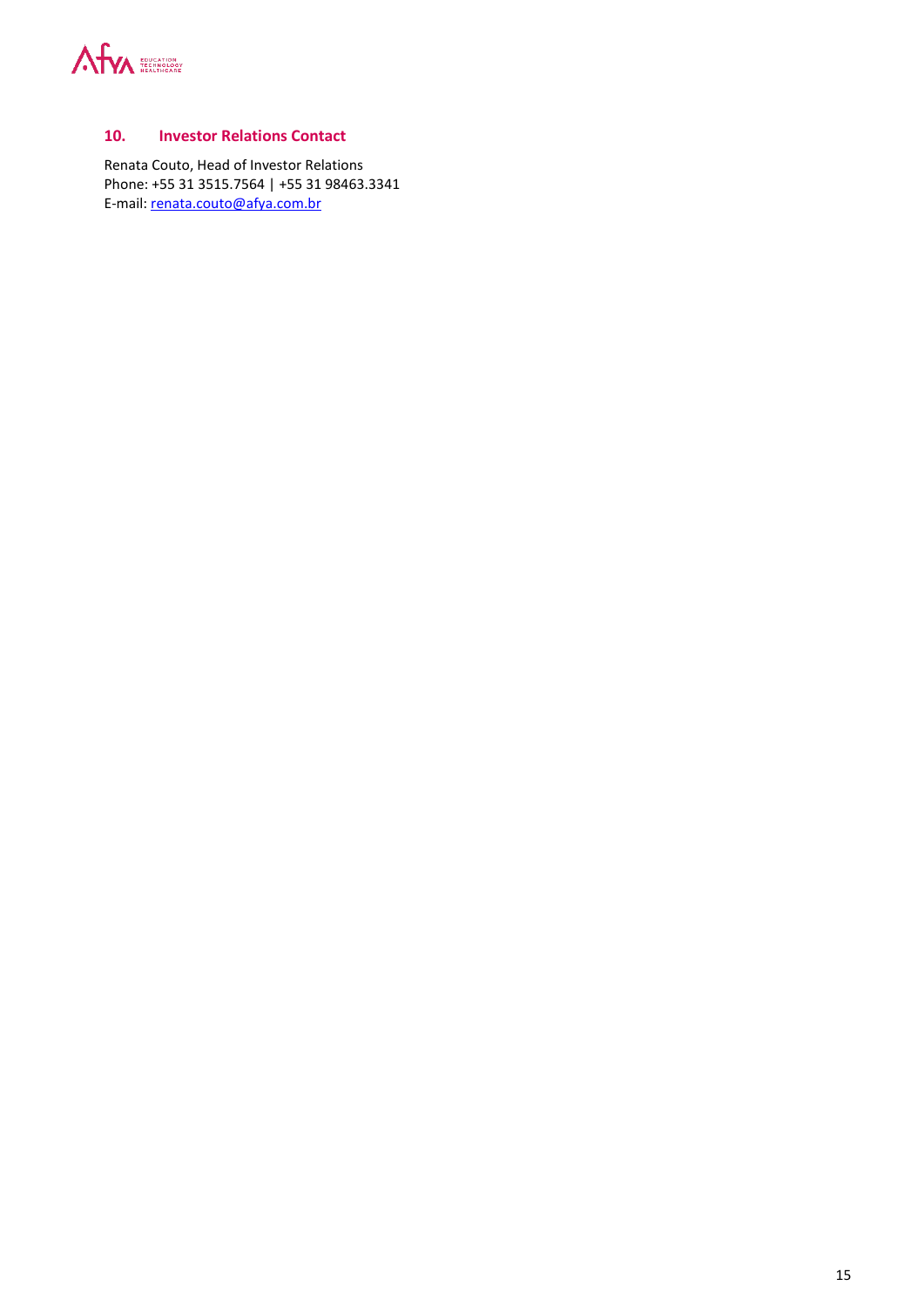## 10. Investor Relations Contact

Renata Couto, Head of Investor Relations
Phone: +55 31 3515.7564 | +55 31 98463.3341
E-mail: renata.couto@afya.com.br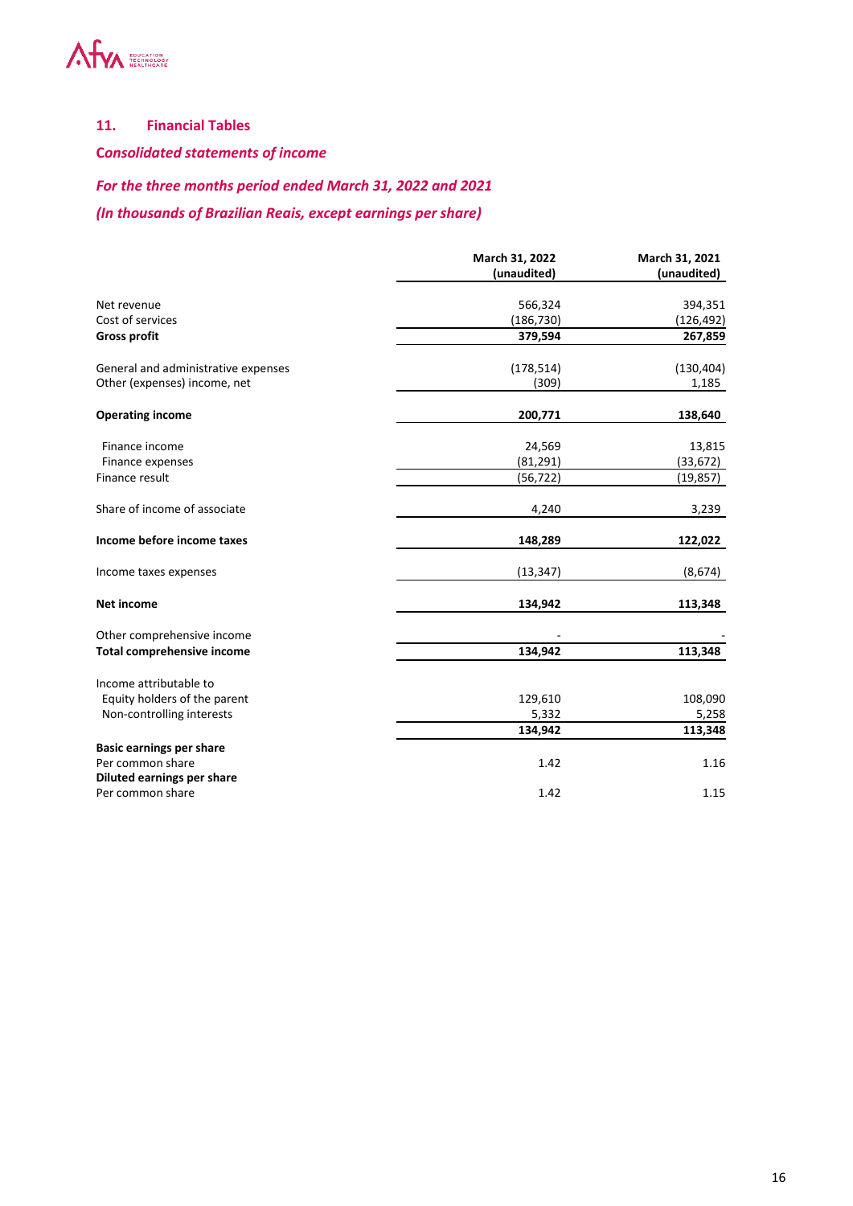## 11. Financial Tables

***Consolidated statements of income***

***For the three months period ended March 31, 2022 and 2021***

***(In thousands of Brazilian Reais, except earnings per share)***

| | March 31, 2022 (unaudited) | March 31, 2021 (unaudited) |
|---|---|---|
| Net revenue | 566,324 | 394,351 |
| Cost of services | (186,730) | (126,492) |
| **Gross profit** | **379,594** | **267,859** |
| General and administrative expenses | (178,514) | (130,404) |
| Other (expenses) income, net | (309) | 1,185 |
| **Operating income** | **200,771** | **138,640** |
| Finance income | 24,569 | 13,815 |
| Finance expenses | (81,291) | (33,672) |
| Finance result | (56,722) | (19,857) |
| Share of income of associate | 4,240 | 3,239 |
| **Income before income taxes** | **148,289** | **122,022** |
| Income taxes expenses | (13,347) | (8,674) |
| **Net income** | **134,942** | **113,348** |
| Other comprehensive income | - | - |
| **Total comprehensive income** | **134,942** | **113,348** |
| Income attributable to | | |
| Equity holders of the parent | 129,610 | 108,090 |
| Non-controlling interests | 5,332 | 5,258 |
| | **134,942** | **113,348** |
| **Basic earnings per share** | | |
| Per common share | 1.42 | 1.16 |
| **Diluted earnings per share** | | |
| Per common share | 1.42 | 1.15 |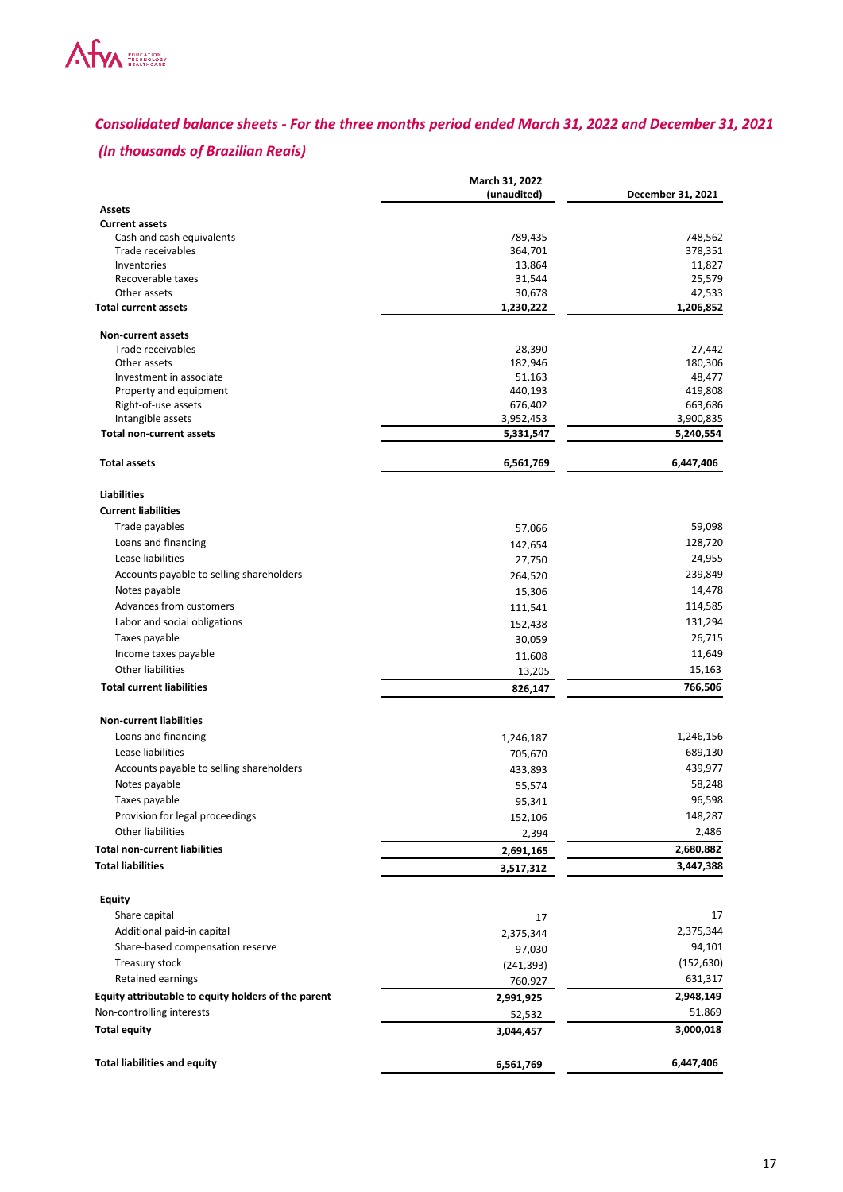## *Consolidated balance sheets - For the three months period ended March 31, 2022 and December 31, 2021*

### *(In thousands of Brazilian Reais)*

| | March 31, 2022 (unaudited) | December 31, 2021 |
|---|---|---|
| **Assets** | | |
| **Current assets** | | |
| Cash and cash equivalents | 789,435 | 748,562 |
| Trade receivables | 364,701 | 378,351 |
| Inventories | 13,864 | 11,827 |
| Recoverable taxes | 31,544 | 25,579 |
| Other assets | 30,678 | 42,533 |
| **Total current assets** | **1,230,222** | **1,206,852** |
| **Non-current assets** | | |
| Trade receivables | 28,390 | 27,442 |
| Other assets | 182,946 | 180,306 |
| Investment in associate | 51,163 | 48,477 |
| Property and equipment | 440,193 | 419,808 |
| Right-of-use assets | 676,402 | 663,686 |
| Intangible assets | 3,952,453 | 3,900,835 |
| **Total non-current assets** | **5,331,547** | **5,240,554** |
| **Total assets** | **6,561,769** | **6,447,406** |
| **Liabilities** | | |
| **Current liabilities** | | |
| Trade payables | 57,066 | 59,098 |
| Loans and financing | 142,654 | 128,720 |
| Lease liabilities | 27,750 | 24,955 |
| Accounts payable to selling shareholders | 264,520 | 239,849 |
| Notes payable | 15,306 | 14,478 |
| Advances from customers | 111,541 | 114,585 |
| Labor and social obligations | 152,438 | 131,294 |
| Taxes payable | 30,059 | 26,715 |
| Income taxes payable | 11,608 | 11,649 |
| Other liabilities | 13,205 | 15,163 |
| **Total current liabilities** | **826,147** | **766,506** |
| **Non-current liabilities** | | |
| Loans and financing | 1,246,187 | 1,246,156 |
| Lease liabilities | 705,670 | 689,130 |
| Accounts payable to selling shareholders | 433,893 | 439,977 |
| Notes payable | 55,574 | 58,248 |
| Taxes payable | 95,341 | 96,598 |
| Provision for legal proceedings | 152,106 | 148,287 |
| Other liabilities | 2,394 | 2,486 |
| **Total non-current liabilities** | **2,691,165** | **2,680,882** |
| **Total liabilities** | **3,517,312** | **3,447,388** |
| **Equity** | | |
| Share capital | 17 | 17 |
| Additional paid-in capital | 2,375,344 | 2,375,344 |
| Share-based compensation reserve | 97,030 | 94,101 |
| Treasury stock | (241,393) | (152,630) |
| Retained earnings | 760,927 | 631,317 |
| **Equity attributable to equity holders of the parent** | **2,991,925** | **2,948,149** |
| Non-controlling interests | 52,532 | 51,869 |
| **Total equity** | **3,044,457** | **3,000,018** |
| **Total liabilities and equity** | **6,561,769** | **6,447,406** |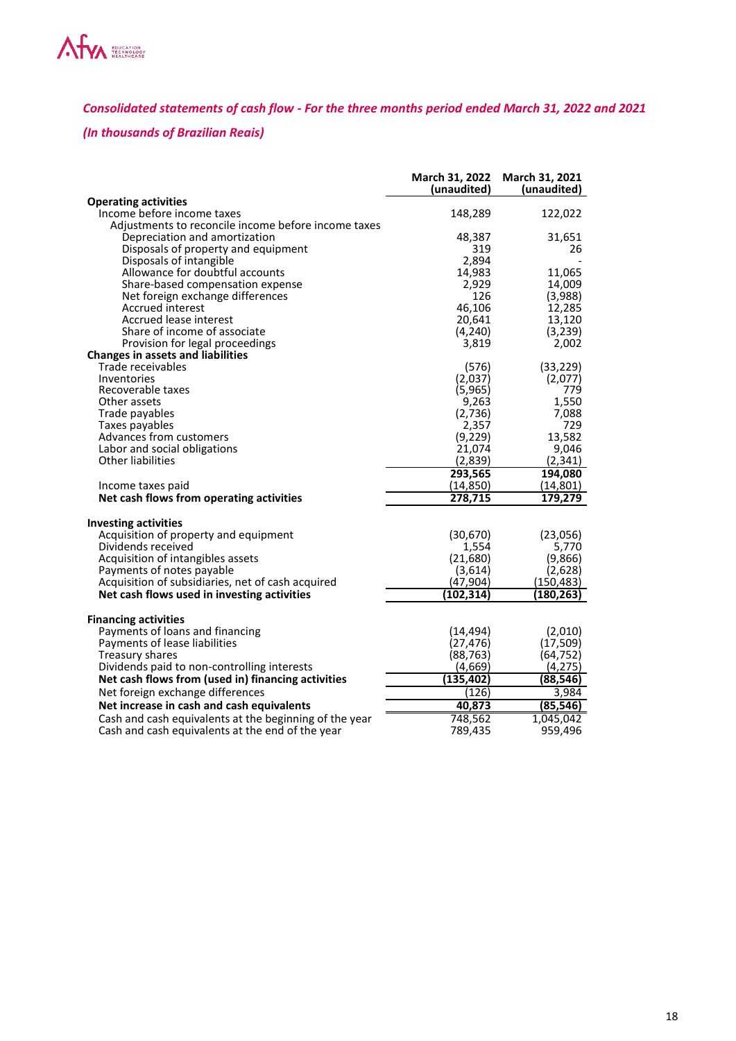*Consolidated statements of cash flow - For the three months period ended March 31, 2022 and 2021*

*(In thousands of Brazilian Reais)*

| | March 31, 2022 (unaudited) | March 31, 2021 (unaudited) |
|---|---|---|
| **Operating activities** | | |
| Income before income taxes | 148,289 | 122,022 |
| Adjustments to reconcile income before income taxes | | |
| Depreciation and amortization | 48,387 | 31,651 |
| Disposals of property and equipment | 319 | 26 |
| Disposals of intangible | 2,894 | - |
| Allowance for doubtful accounts | 14,983 | 11,065 |
| Share-based compensation expense | 2,929 | 14,009 |
| Net foreign exchange differences | 126 | (3,988) |
| Accrued interest | 46,106 | 12,285 |
| Accrued lease interest | 20,641 | 13,120 |
| Share of income of associate | (4,240) | (3,239) |
| Provision for legal proceedings | 3,819 | 2,002 |
| **Changes in assets and liabilities** | | |
| Trade receivables | (576) | (33,229) |
| Inventories | (2,037) | (2,077) |
| Recoverable taxes | (5,965) | 779 |
| Other assets | 9,263 | 1,550 |
| Trade payables | (2,736) | 7,088 |
| Taxes payables | 2,357 | 729 |
| Advances from customers | (9,229) | 13,582 |
| Labor and social obligations | 21,074 | 9,046 |
| Other liabilities | (2,839) | (2,341) |
| | **293,565** | **194,080** |
| Income taxes paid | (14,850) | (14,801) |
| **Net cash flows from operating activities** | **278,715** | **179,279** |
| | | |
| **Investing activities** | | |
| Acquisition of property and equipment | (30,670) | (23,056) |
| Dividends received | 1,554 | 5,770 |
| Acquisition of intangibles assets | (21,680) | (9,866) |
| Payments of notes payable | (3,614) | (2,628) |
| Acquisition of subsidiaries, net of cash acquired | (47,904) | (150,483) |
| **Net cash flows used in investing activities** | **(102,314)** | **(180,263)** |
| | | |
| **Financing activities** | | |
| Payments of loans and financing | (14,494) | (2,010) |
| Payments of lease liabilities | (27,476) | (17,509) |
| Treasury shares | (88,763) | (64,752) |
| Dividends paid to non-controlling interests | (4,669) | (4,275) |
| **Net cash flows from (used in) financing activities** | **(135,402)** | **(88,546)** |
| Net foreign exchange differences | (126) | 3,984 |
| **Net increase in cash and cash equivalents** | **40,873** | **(85,546)** |
| Cash and cash equivalents at the beginning of the year | 748,562 | 1,045,042 |
| Cash and cash equivalents at the end of the year | 789,435 | 959,496 |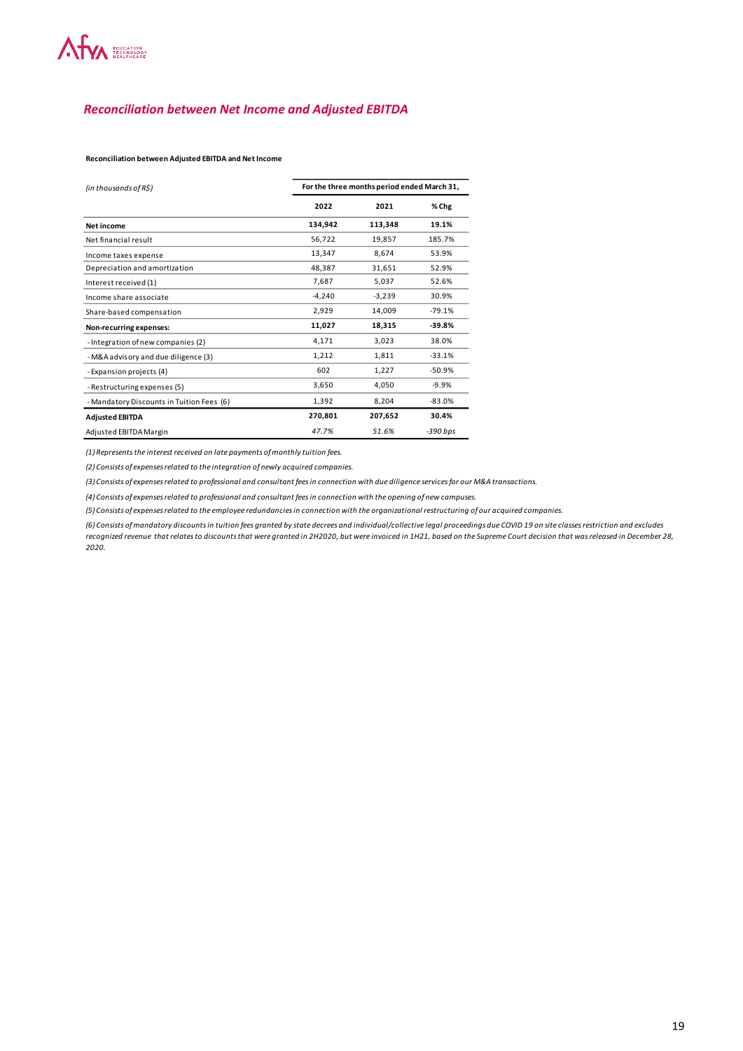## *Reconciliation between Net Income and Adjusted EBITDA*

**Reconciliation between Adjusted EBITDA and Net Income**

| *(in thousands of R$)* | For the three months period ended March 31, | | |
|---|---|---|---|
| | **2022** | **2021** | **% Chg** |
| **Net income** | **134,942** | **113,348** | **19.1%** |
| Net financial result | 56,722 | 19,857 | 185.7% |
| Income taxes expense | 13,347 | 8,674 | 53.9% |
| Depreciation and amortization | 48,387 | 31,651 | 52.9% |
| Interest received (1) | 7,687 | 5,037 | 52.6% |
| Income share associate | -4,240 | -3,239 | 30.9% |
| Share-based compensation | 2,929 | 14,009 | -79.1% |
| **Non-recurring expenses:** | **11,027** | **18,315** | **-39.8%** |
| - Integration of new companies (2) | 4,171 | 3,023 | 38.0% |
| - M&A advisory and due diligence (3) | 1,212 | 1,811 | -33.1% |
| - Expansion projects (4) | 602 | 1,227 | -50.9% |
| - Restructuring expenses (5) | 3,650 | 4,050 | -9.9% |
| - Mandatory Discounts in Tuition Fees (6) | 1,392 | 8,204 | -83.0% |
| **Adjusted EBITDA** | **270,801** | **207,652** | **30.4%** |
| Adjusted EBITDA Margin | *47.7%* | *51.6%* | *-390 bps* |

*(1) Represents the interest received on late payments of monthly tuition fees.*

*(2) Consists of expenses related to the integration of newly acquired companies.*

*(3) Consists of expenses related to professional and consultant fees in connection with due diligence services for our M&A transactions.*

*(4) Consists of expenses related to professional and consultant fees in connection with the opening of new campuses.*

*(5) Consists of expenses related to the employee redundancies in connection with the organizational restructuring of our acquired companies.*

*(6) Consists of mandatory discounts in tuition fees granted by state decrees and individual/collective legal proceedings due COVID 19 on site classes restriction and excludes recognized revenue that relates to discounts that were granted in 2H2020, but were invoiced in 1H21, based on the Supreme Court decision that was released in December 28, 2020.*